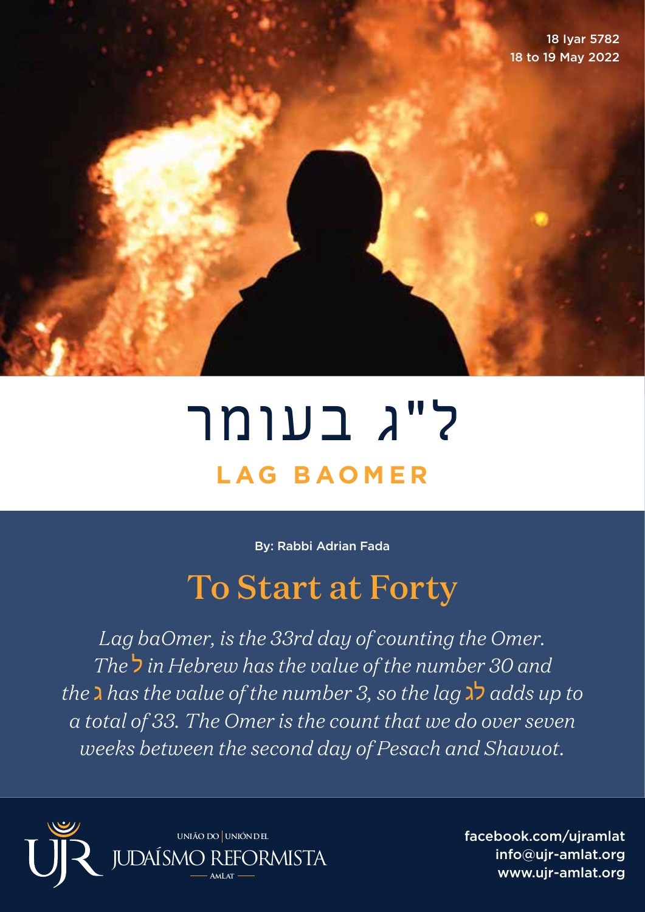18 Iyar 5782
18 to 19 May 2022

# ל"ג בעומר

# LAG BAOMER

By: Rabbi Adrian Fada

## To Start at Forty

*Lag baOmer, is the 33rd day of counting the Omer. The ל in Hebrew has the value of the number 30 and the ג has the value of the number 3, so the lag לג adds up to a total of 33. The Omer is the count that we do over seven weeks between the second day of Pesach and Shavuot.*

UNIÃO DO | UNIÓN DEL
JUDAÍSMO REFORMISTA
AMLAT

facebook.com/ujramlat
info@ujr-amlat.org
www.ujr-amlat.org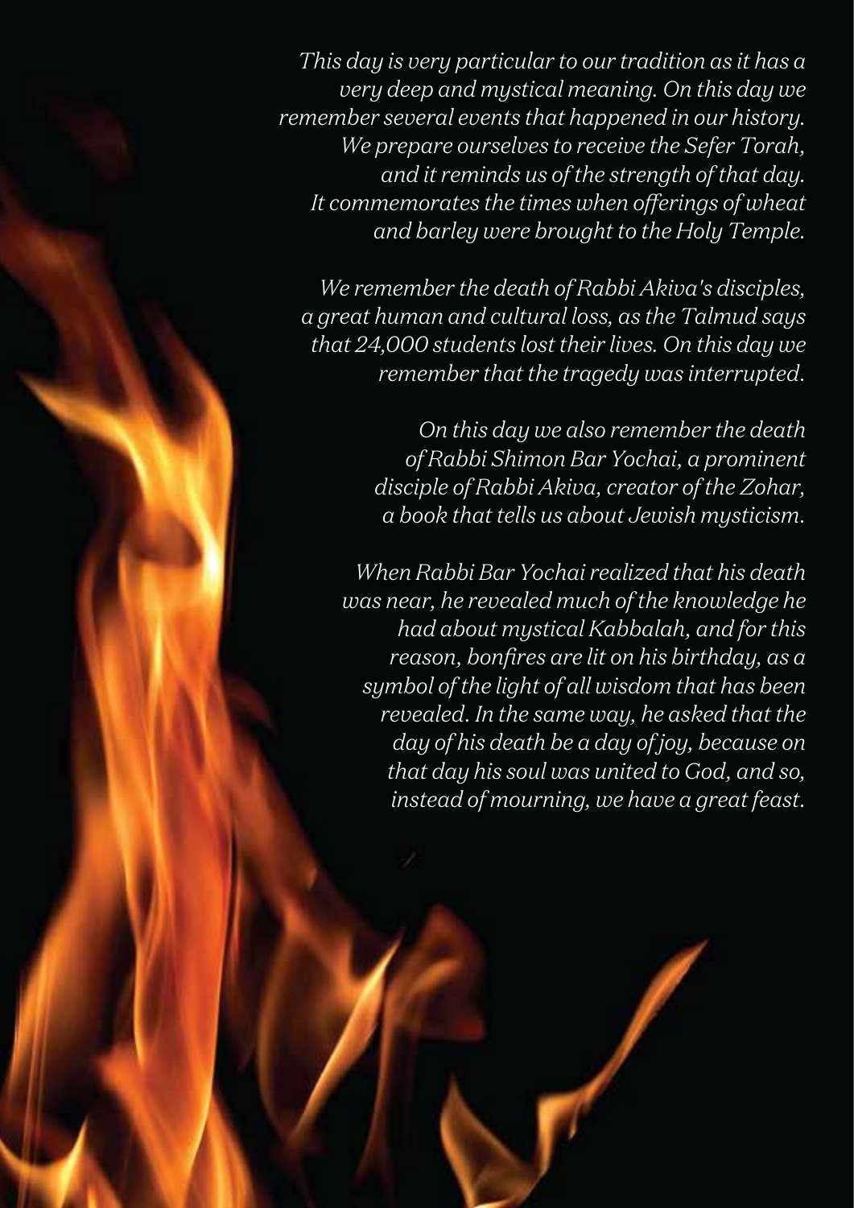*This day is very particular to our tradition as it has a very deep and mystical meaning. On this day we remember several events that happened in our history. We prepare ourselves to receive the Sefer Torah, and it reminds us of the strength of that day. It commemorates the times when offerings of wheat and barley were brought to the Holy Temple.*

*We remember the death of Rabbi Akiva's disciples, a great human and cultural loss, as the Talmud says that 24,000 students lost their lives. On this day we remember that the tragedy was interrupted.*

*On this day we also remember the death of Rabbi Shimon Bar Yochai, a prominent disciple of Rabbi Akiva, creator of the Zohar, a book that tells us about Jewish mysticism.*

*When Rabbi Bar Yochai realized that his death was near, he revealed much of the knowledge he had about mystical Kabbalah, and for this reason, bonfires are lit on his birthday, as a symbol of the light of all wisdom that has been revealed. In the same way, he asked that the day of his death be a day of joy, because on that day his soul was united to God, and so, instead of mourning, we have a great feast.*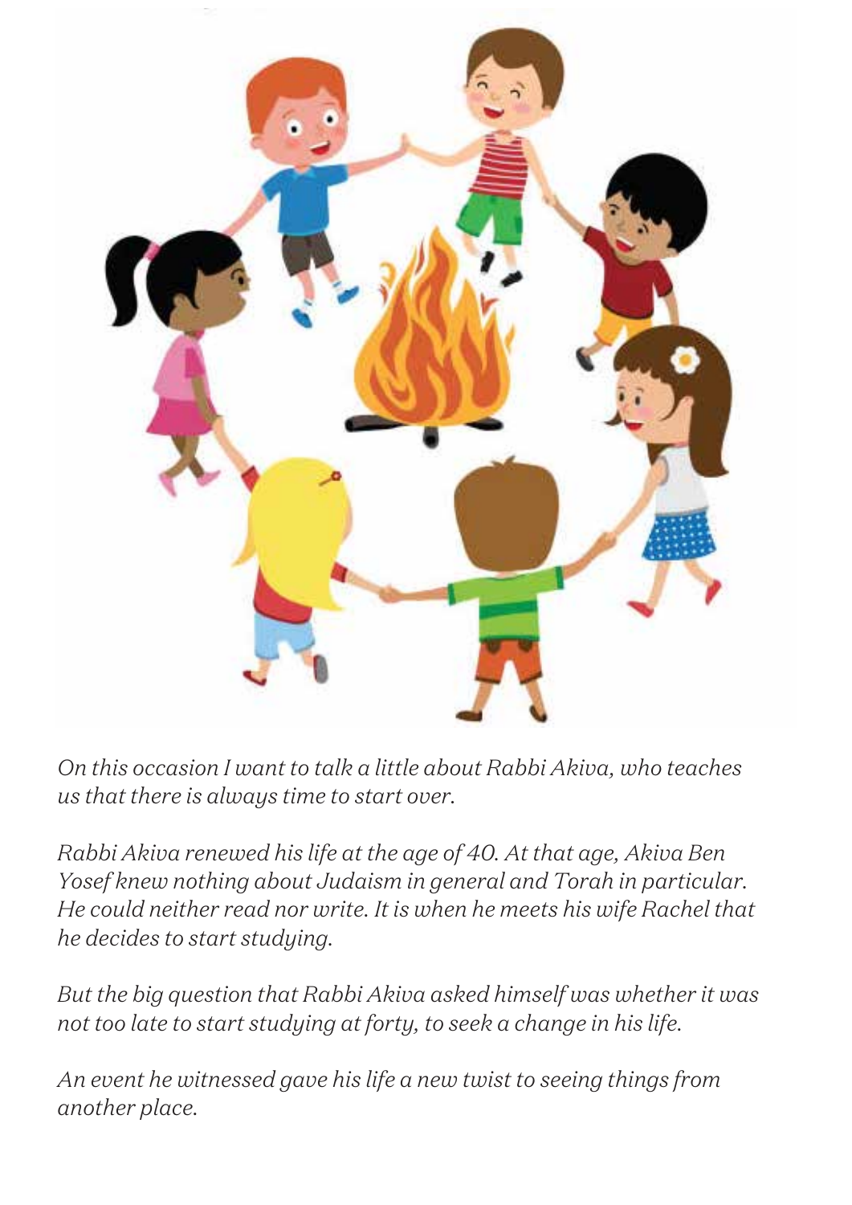*On this occasion I want to talk a little about Rabbi Akiva, who teaches us that there is always time to start over.*

*Rabbi Akiva renewed his life at the age of 40. At that age, Akiva Ben Yosef knew nothing about Judaism in general and Torah in particular. He could neither read nor write. It is when he meets his wife Rachel that he decides to start studying.*

*But the big question that Rabbi Akiva asked himself was whether it was not too late to start studying at forty, to seek a change in his life.*

*An event he witnessed gave his life a new twist to seeing things from another place.*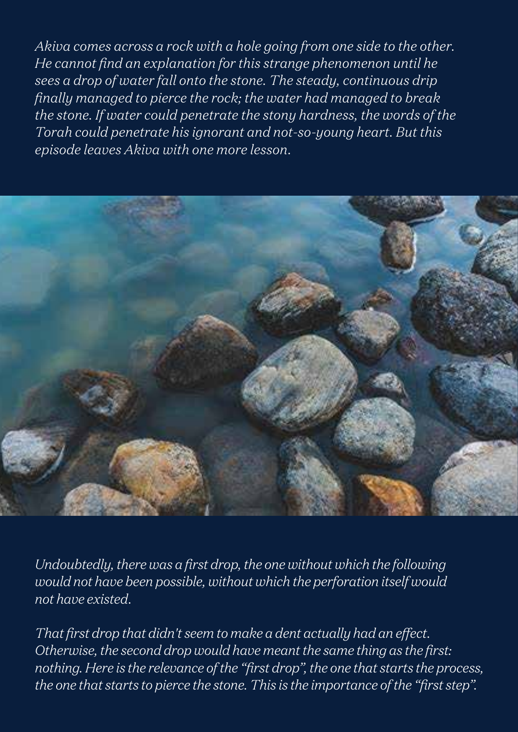*Akiva comes across a rock with a hole going from one side to the other. He cannot find an explanation for this strange phenomenon until he sees a drop of water fall onto the stone. The steady, continuous drip finally managed to pierce the rock; the water had managed to break the stone. If water could penetrate the stony hardness, the words of the Torah could penetrate his ignorant and not-so-young heart. But this episode leaves Akiva with one more lesson.*

*Undoubtedly, there was a first drop, the one without which the following would not have been possible, without which the perforation itself would not have existed.*

*That first drop that didn't seem to make a dent actually had an effect. Otherwise, the second drop would have meant the same thing as the first: nothing. Here is the relevance of the "first drop", the one that starts the process, the one that starts to pierce the stone. This is the importance of the "first step".*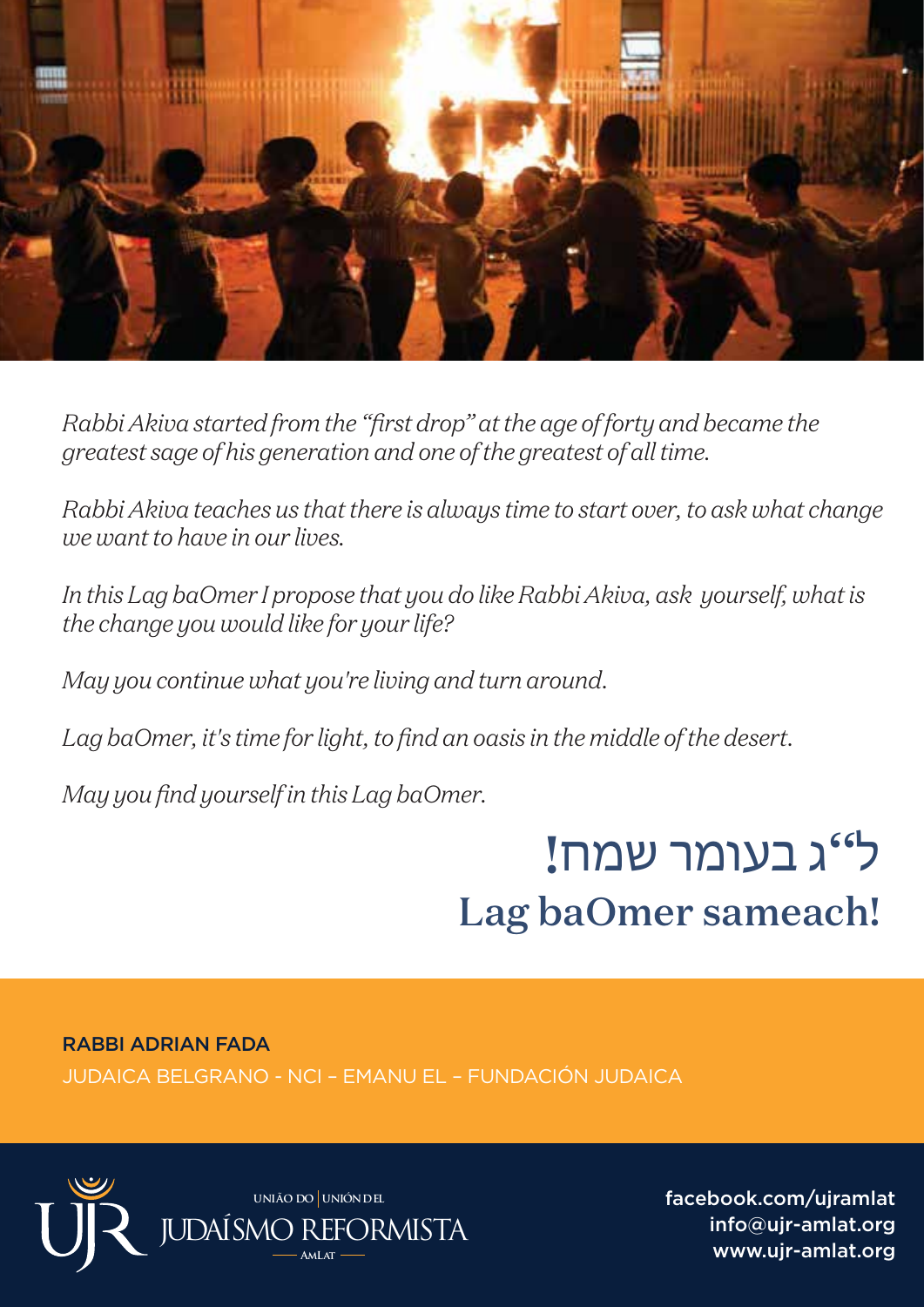*Rabbi Akiva started from the "first drop" at the age of forty and became the greatest sage of his generation and one of the greatest of all time.*

*Rabbi Akiva teaches us that there is always time to start over, to ask what change we want to have in our lives.*

*In this Lag baOmer I propose that you do like Rabbi Akiva, ask yourself, what is the change you would like for your life?*

*May you continue what you're living and turn around.*

*Lag baOmer, it's time for light, to find an oasis in the middle of the desert.*

*May you find yourself in this Lag baOmer.*

## ל"ג בעומר שמח!
## Lag baOmer sameach!

**RABBI ADRIAN FADA**
JUDAICA BELGRANO - NCI – EMANU EL – FUNDACIÓN JUDAICA

UNIÃO DO | UNIÓN DEL JUDAÍSMO REFORMISTA — AMLAT

facebook.com/ujramlat
info@ujr-amlat.org
www.ujr-amlat.org